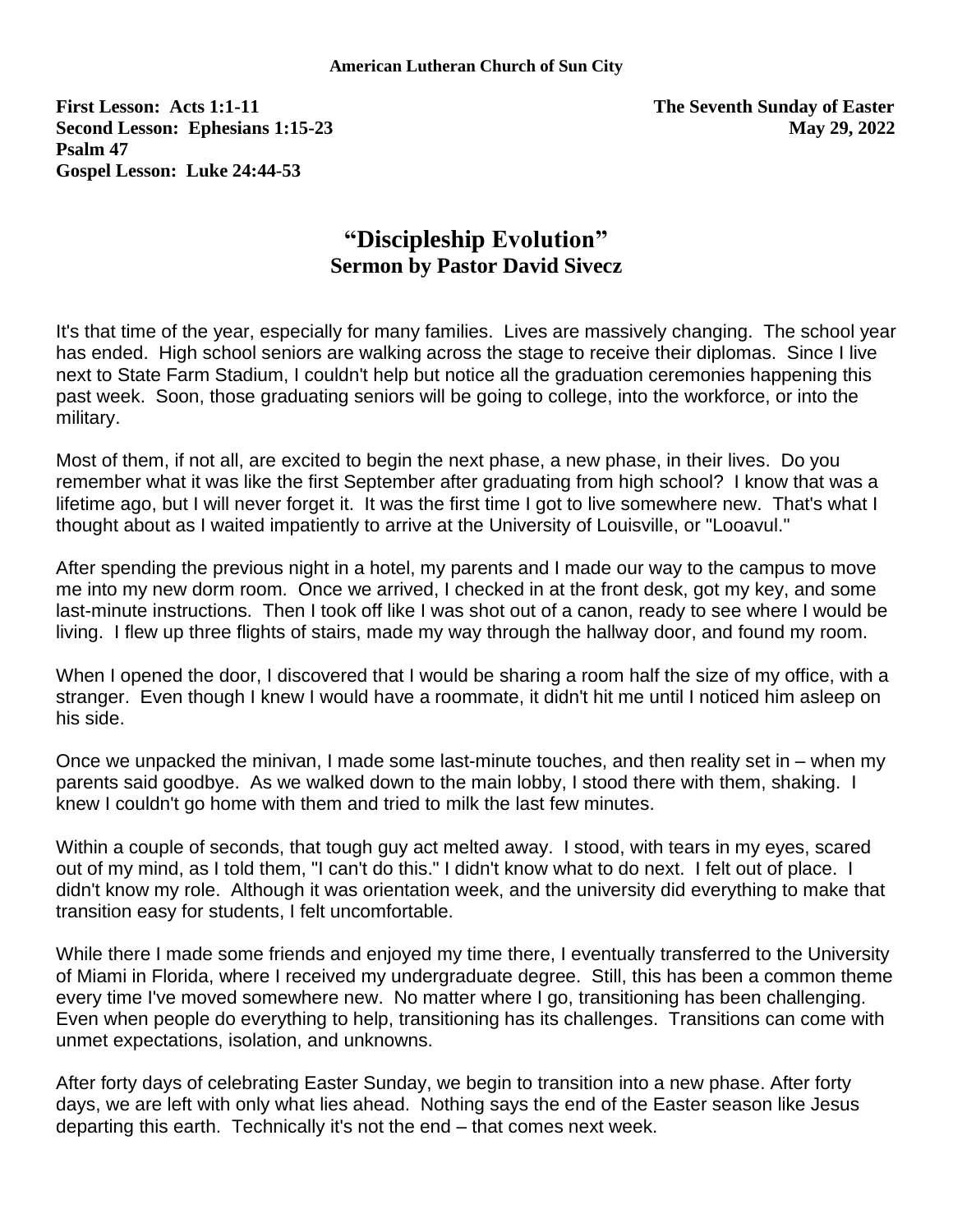**American Lutheran Church of Sun City**

**First Lesson: Acts 1:1-11**
**Second Lesson: Ephesians 1:15-23**
**Psalm 47**
**Gospel Lesson: Luke 24:44-53**

**The Seventh Sunday of Easter**
**May 29, 2022**

# "Discipleship Evolution"
## Sermon by Pastor David Sivecz

It's that time of the year, especially for many families. Lives are massively changing. The school year has ended. High school seniors are walking across the stage to receive their diplomas. Since I live next to State Farm Stadium, I couldn't help but notice all the graduation ceremonies happening this past week. Soon, those graduating seniors will be going to college, into the workforce, or into the military.

Most of them, if not all, are excited to begin the next phase, a new phase, in their lives. Do you remember what it was like the first September after graduating from high school? I know that was a lifetime ago, but I will never forget it. It was the first time I got to live somewhere new. That's what I thought about as I waited impatiently to arrive at the University of Louisville, or "Looavul."

After spending the previous night in a hotel, my parents and I made our way to the campus to move me into my new dorm room. Once we arrived, I checked in at the front desk, got my key, and some last-minute instructions. Then I took off like I was shot out of a canon, ready to see where I would be living. I flew up three flights of stairs, made my way through the hallway door, and found my room.

When I opened the door, I discovered that I would be sharing a room half the size of my office, with a stranger. Even though I knew I would have a roommate, it didn't hit me until I noticed him asleep on his side.

Once we unpacked the minivan, I made some last-minute touches, and then reality set in – when my parents said goodbye. As we walked down to the main lobby, I stood there with them, shaking. I knew I couldn't go home with them and tried to milk the last few minutes.

Within a couple of seconds, that tough guy act melted away. I stood, with tears in my eyes, scared out of my mind, as I told them, "I can't do this." I didn't know what to do next. I felt out of place. I didn't know my role. Although it was orientation week, and the university did everything to make that transition easy for students, I felt uncomfortable.

While there I made some friends and enjoyed my time there, I eventually transferred to the University of Miami in Florida, where I received my undergraduate degree. Still, this has been a common theme every time I've moved somewhere new. No matter where I go, transitioning has been challenging. Even when people do everything to help, transitioning has its challenges. Transitions can come with unmet expectations, isolation, and unknowns.

After forty days of celebrating Easter Sunday, we begin to transition into a new phase. After forty days, we are left with only what lies ahead. Nothing says the end of the Easter season like Jesus departing this earth. Technically it's not the end – that comes next week.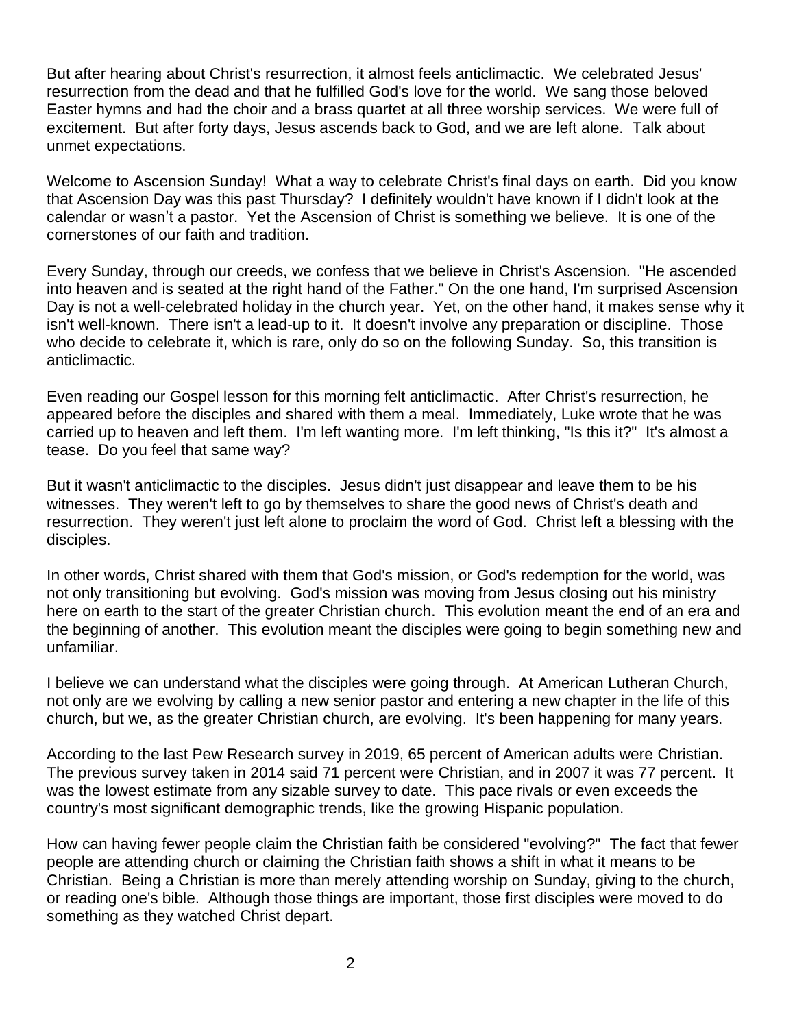But after hearing about Christ's resurrection, it almost feels anticlimactic. We celebrated Jesus' resurrection from the dead and that he fulfilled God's love for the world. We sang those beloved Easter hymns and had the choir and a brass quartet at all three worship services. We were full of excitement. But after forty days, Jesus ascends back to God, and we are left alone. Talk about unmet expectations.

Welcome to Ascension Sunday! What a way to celebrate Christ's final days on earth. Did you know that Ascension Day was this past Thursday? I definitely wouldn't have known if I didn't look at the calendar or wasn't a pastor. Yet the Ascension of Christ is something we believe. It is one of the cornerstones of our faith and tradition.

Every Sunday, through our creeds, we confess that we believe in Christ's Ascension. "He ascended into heaven and is seated at the right hand of the Father." On the one hand, I'm surprised Ascension Day is not a well-celebrated holiday in the church year. Yet, on the other hand, it makes sense why it isn't well-known. There isn't a lead-up to it. It doesn't involve any preparation or discipline. Those who decide to celebrate it, which is rare, only do so on the following Sunday. So, this transition is anticlimactic.

Even reading our Gospel lesson for this morning felt anticlimactic. After Christ's resurrection, he appeared before the disciples and shared with them a meal. Immediately, Luke wrote that he was carried up to heaven and left them. I'm left wanting more. I'm left thinking, "Is this it?" It's almost a tease. Do you feel that same way?

But it wasn't anticlimactic to the disciples. Jesus didn't just disappear and leave them to be his witnesses. They weren't left to go by themselves to share the good news of Christ's death and resurrection. They weren't just left alone to proclaim the word of God. Christ left a blessing with the disciples.

In other words, Christ shared with them that God's mission, or God's redemption for the world, was not only transitioning but evolving. God's mission was moving from Jesus closing out his ministry here on earth to the start of the greater Christian church. This evolution meant the end of an era and the beginning of another. This evolution meant the disciples were going to begin something new and unfamiliar.

I believe we can understand what the disciples were going through. At American Lutheran Church, not only are we evolving by calling a new senior pastor and entering a new chapter in the life of this church, but we, as the greater Christian church, are evolving. It's been happening for many years.

According to the last Pew Research survey in 2019, 65 percent of American adults were Christian. The previous survey taken in 2014 said 71 percent were Christian, and in 2007 it was 77 percent. It was the lowest estimate from any sizable survey to date. This pace rivals or even exceeds the country's most significant demographic trends, like the growing Hispanic population.

How can having fewer people claim the Christian faith be considered "evolving?" The fact that fewer people are attending church or claiming the Christian faith shows a shift in what it means to be Christian. Being a Christian is more than merely attending worship on Sunday, giving to the church, or reading one's bible. Although those things are important, those first disciples were moved to do something as they watched Christ depart.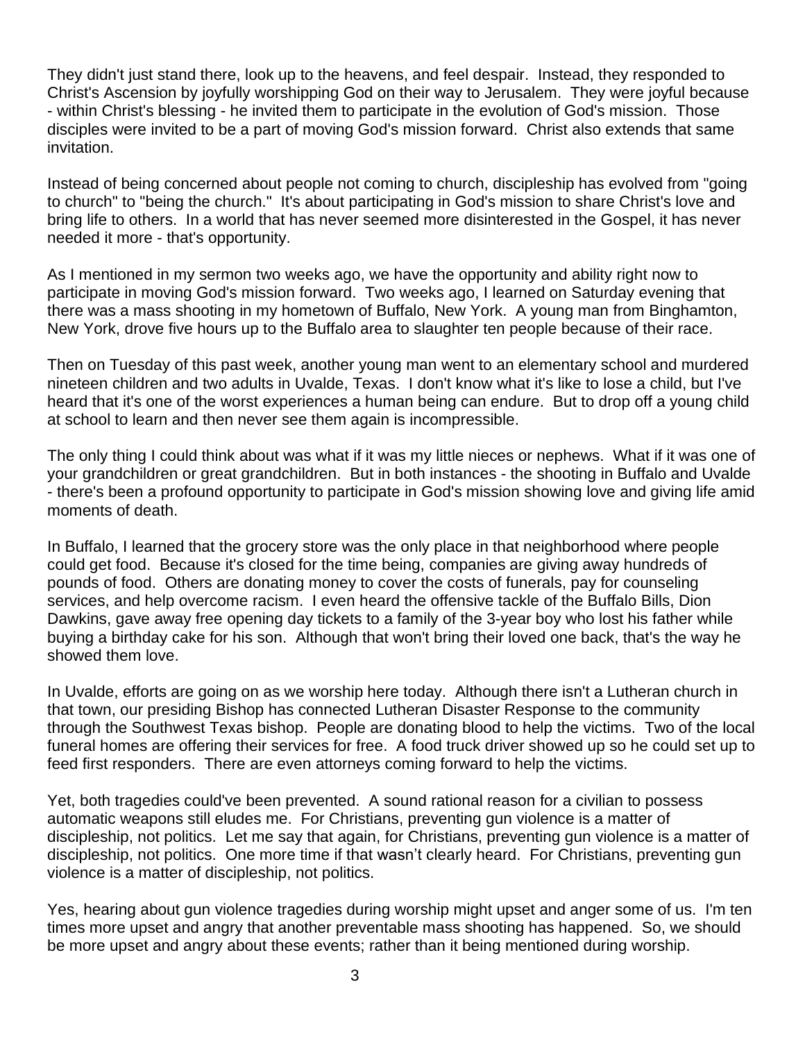They didn't just stand there, look up to the heavens, and feel despair. Instead, they responded to Christ's Ascension by joyfully worshipping God on their way to Jerusalem. They were joyful because - within Christ's blessing - he invited them to participate in the evolution of God's mission. Those disciples were invited to be a part of moving God's mission forward. Christ also extends that same invitation.

Instead of being concerned about people not coming to church, discipleship has evolved from "going to church" to "being the church." It's about participating in God's mission to share Christ's love and bring life to others. In a world that has never seemed more disinterested in the Gospel, it has never needed it more - that's opportunity.

As I mentioned in my sermon two weeks ago, we have the opportunity and ability right now to participate in moving God's mission forward. Two weeks ago, I learned on Saturday evening that there was a mass shooting in my hometown of Buffalo, New York. A young man from Binghamton, New York, drove five hours up to the Buffalo area to slaughter ten people because of their race.

Then on Tuesday of this past week, another young man went to an elementary school and murdered nineteen children and two adults in Uvalde, Texas. I don't know what it's like to lose a child, but I've heard that it's one of the worst experiences a human being can endure. But to drop off a young child at school to learn and then never see them again is incompressible.

The only thing I could think about was what if it was my little nieces or nephews. What if it was one of your grandchildren or great grandchildren. But in both instances - the shooting in Buffalo and Uvalde - there's been a profound opportunity to participate in God's mission showing love and giving life amid moments of death.

In Buffalo, I learned that the grocery store was the only place in that neighborhood where people could get food. Because it's closed for the time being, companies are giving away hundreds of pounds of food. Others are donating money to cover the costs of funerals, pay for counseling services, and help overcome racism. I even heard the offensive tackle of the Buffalo Bills, Dion Dawkins, gave away free opening day tickets to a family of the 3-year boy who lost his father while buying a birthday cake for his son. Although that won't bring their loved one back, that's the way he showed them love.

In Uvalde, efforts are going on as we worship here today. Although there isn't a Lutheran church in that town, our presiding Bishop has connected Lutheran Disaster Response to the community through the Southwest Texas bishop. People are donating blood to help the victims. Two of the local funeral homes are offering their services for free. A food truck driver showed up so he could set up to feed first responders. There are even attorneys coming forward to help the victims.

Yet, both tragedies could've been prevented. A sound rational reason for a civilian to possess automatic weapons still eludes me. For Christians, preventing gun violence is a matter of discipleship, not politics. Let me say that again, for Christians, preventing gun violence is a matter of discipleship, not politics. One more time if that wasn't clearly heard. For Christians, preventing gun violence is a matter of discipleship, not politics.

Yes, hearing about gun violence tragedies during worship might upset and anger some of us. I'm ten times more upset and angry that another preventable mass shooting has happened. So, we should be more upset and angry about these events; rather than it being mentioned during worship.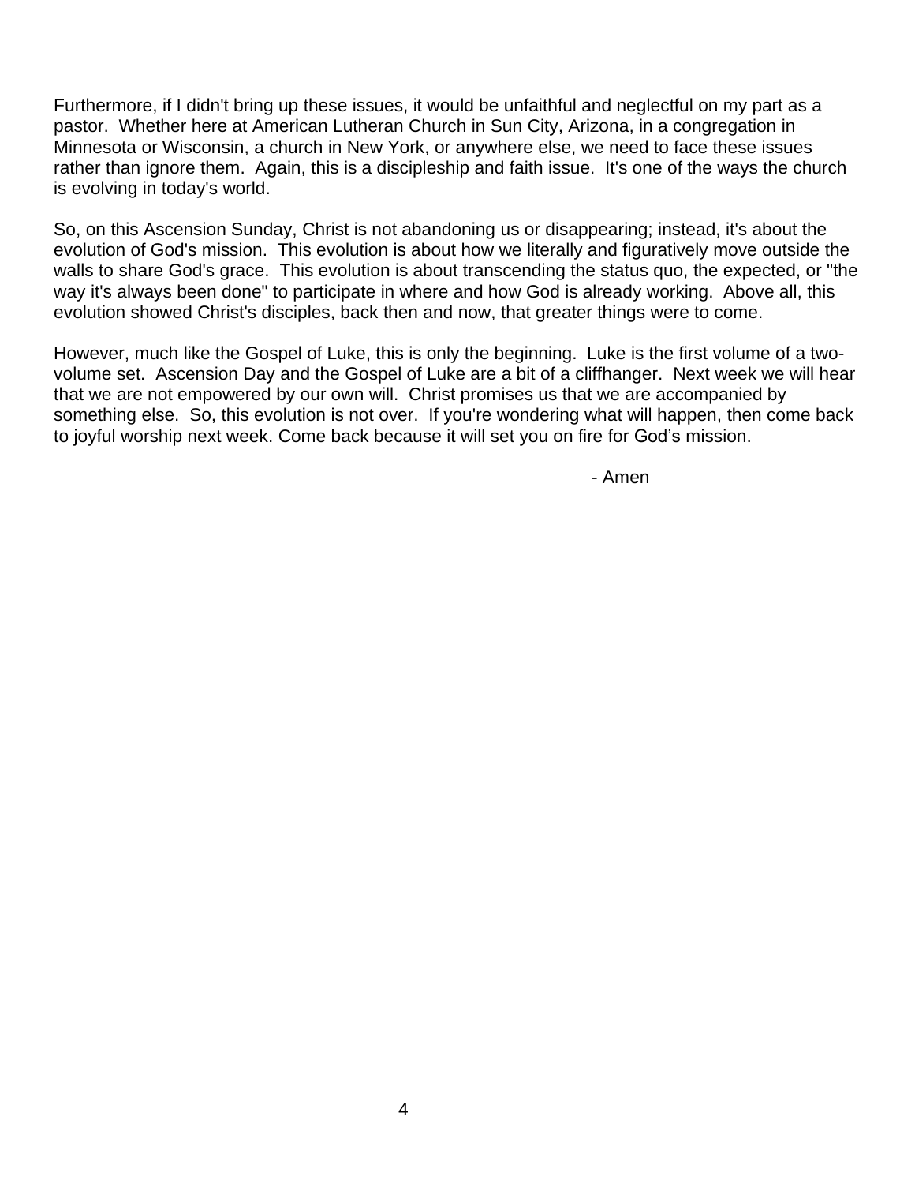Furthermore, if I didn't bring up these issues, it would be unfaithful and neglectful on my part as a pastor. Whether here at American Lutheran Church in Sun City, Arizona, in a congregation in Minnesota or Wisconsin, a church in New York, or anywhere else, we need to face these issues rather than ignore them. Again, this is a discipleship and faith issue. It's one of the ways the church is evolving in today's world.

So, on this Ascension Sunday, Christ is not abandoning us or disappearing; instead, it's about the evolution of God's mission. This evolution is about how we literally and figuratively move outside the walls to share God's grace. This evolution is about transcending the status quo, the expected, or "the way it's always been done" to participate in where and how God is already working. Above all, this evolution showed Christ's disciples, back then and now, that greater things were to come.

However, much like the Gospel of Luke, this is only the beginning. Luke is the first volume of a two-volume set. Ascension Day and the Gospel of Luke are a bit of a cliffhanger. Next week we will hear that we are not empowered by our own will. Christ promises us that we are accompanied by something else. So, this evolution is not over. If you're wondering what will happen, then come back to joyful worship next week. Come back because it will set you on fire for God's mission.

- Amen